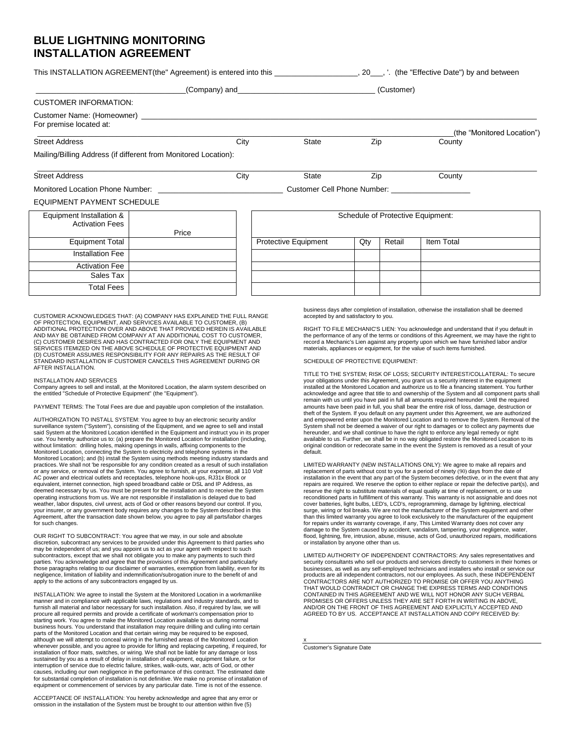# BLUE LIGHTNING MONITORING INSTALLATION AGREEMENT

This INSTALLATION AGREEMENT(the" Agreement) is entered into this ___________________, 20___, '. (the "Effective Date") by and between

___________________________________(Company) and_______________________________ (Customer)

CUSTOMER INFORMATION:

Customer Name: (Homeowner) ___________________________________________________________

For premise located at:

_____________________________________________________________________________(the "Monitored Location")

Street Address | City | State | Zip | County

Mailing/Billing Address (if different from Monitored Location):

_____________________________________________________________________________

Street Address | City | State | Zip | County

Monitored Location Phone Number: _____________________________ Customer Cell Phone Number: ___________________

EQUIPMENT PAYMENT SCHEDULE

| Equipment Installation & Activation Fees | Price |
|---|---|
| Equipment Total | |
| Installation Fee | |
| Activation Fee | |
| Sales Tax | |
| Total Fees | |

| Schedule of Protective Equipment: | | | |
|---|---|---|---|
| Protective Equipment | Qty | Retail | Item Total |
| | | | |
| | | | |
| | | | |
| | | | |

CUSTOMER ACKNOWLEDGES THAT: (A) COMPANY HAS EXPLAINED THE FULL RANGE OF PROTECTION, EQUIPMENT, AND SERVICES AVAILABLE TO CUSTOMER, (B) ADDITIONAL PROTECTION OVER AND ABOVE THAT PROVIDED HEREIN IS AVAILABLE AND MAY BE OBTAINED FROM COMPANY AT AN ADDITIONAL COST TO CUSTOMER, (C) CUSTOMER DESIRES AND HAS CONTRACTED FOR ONLY THE EQUIPMENT AND SERVICES ITEMIZED ON THE ABOVE SCHEDULE OF PROTECTIVE EQUIPMENT AND (D) CUSTOMER ASSUMES RESPONSIBILITY FOR ANY REPAIRS AS THE RESULT OF STANDARD INSTALLATION IF CUSTOMER CANCELS THIS AGREEMENT DURING OR AFTER INSTALLATION.

INSTALLATION AND SERVICES
Company agrees to sell and install, at the Monitored Location, the alarm system described on the entitled "Schedule of Protective Equipment" (the "Equipment").

PAYMENT TERMS: The Total Fees are due and payable upon completion of the installation.

AUTHORIZATION TO INSTALL SYSTEM: You agree to buy an electronic security and/or surveillance system ("System"), consisting of the Equipment, and we agree to sell and install said System at the Monitored Location identified in the Equipment and instruct you in its proper use. You hereby authorize us to: (a) prepare the Monitored Location for installation (including, without limitation: drilling holes, making openings in walls, affixing components to the Monitored Location, connecting the System to electricity and telephone systems in the Monitored Location); and (b) install the System using methods meeting industry standards and practices. We shall not 'be responsible for any condition created as a result of such installation or any service, or removal of the System. You agree to furnish, at your expense, all 110 *Volt* AC power and electrical outlets and receptacles, telephone hook-ups, RJ31x Block or equivalent, internet connection, high speed broadband cable or DSL and IP Address, as deemed necessary by us. You must be present for the installation and to receive the System operating instructions from us. We are not responsible if installation is delayed due to bad weather, labor disputes, civil unrest, acts of God or other reasons beyond our control. If you, your insurer, or any government body requires any changes to the System described in this Agreement, after the transaction date shown below, you agree to pay all parts/labor charges for such changes.

OUR RIGHT TO SUBCONTRACT: You agree that we may, in our sole and absolute discretion, subcontract any services to be provided under this Agreement to third parties who may be independent of us; and you appoint us to act as your agent with respect to such subcontractors, except that we shall not obligate you to make any payments to such third parties. You acknowledge and agree that the provisions of this Agreement and particularly those paragraphs relating to our disclaimer of warranties, exemption from liability, even for its negligence, limitation of liability and indemnification/subrogation inure to the benefit of and apply to the actions of any subcontractors engaged by us.

INSTALLATION: We agree to install the System at the Monitored Location in a workmanlike manner and in compliance with applicable laws, regulations and industry standards, and to furnish all material and labor necessary for such installation. Also, if required by law, we will procure all required permits and provide a certificate of workman's compensation prior to starting work. You agree to make the Monitored Location available to us during normal business hours. You understand that installation may require drilling and culling into certain parts of the Monitored Location and that certain wiring may be required to be exposed, although we will attempt to conceal wiring in the furnished areas of the Monitored Location whenever possible, and you agree to provide for lifting and replacing carpeting, if required, for installation of floor mats, switches, or wiring. We shall not be liable for any damage or loss sustained by you as a result of delay in installation of equipment, equipment failure, or for interruption of service due to electric failure, strikes, walk-outs, war, acts of God, or other causes, including our own negligence in the performance of this contract. The estimated date for substantial completion of installation is not definitive. We make no promise of installation of equipment or commencement of services by any particular date. Time is not of the essence.

ACCEPTANCE OF INSTALLATION: You hereby acknowledge and agree that any error or omission in the installation of the System must be brought to our attention within five (5) business days after completion of installation, otherwise the installation shall be deemed accepted by and satisfactory to you.

RIGHT TO FILE MECHANIC'S LIEN: You acknowledge and understand that if you default in the performance of any of the terms or conditions of this Agreement, we may have the right to record a Mechanic's Lien against any property upon which we have furnished labor and/or materials, appliances or equipment, for the value of such items furnished.

SCHEDULE OF PROTECTIVE EQUIPMENT:

TITLE TO THE SYSTEM; RISK OF LOSS; SECURITY INTEREST/COLLATERAL: To secure your obligations under this Agreement, you grant us a security interest in the equipment installed at the Monitored Location and authorize us to file a financing statement. You further acknowledge and agree that title to and ownership of the System and all component parts shall remain with us until you have paid in full all amounts required hereunder. Until the required amounts have been paid in full, you shall bear the entire risk of loss, damage, destruction or theft of the System. If you default on any payment under this Agreement, we are authorized and empowered enter upon the Monitored Location and to remove the System. Removal of the System shall not be deemed a waiver of our right to damages or to collect any payments due hereunder, and we shall continue to have the right to enforce any legal remedy or right available to us. Further, we shall be in no way obligated restore the Monitored Location to its original condition or redecorate same in the event the System is removed as a result of your default.

LIMITED WARRANTY (NEW INSTALLATIONS ONLY): We agree to make all repairs and replacement of parts without cost to you for a period of ninety (90) days from the date of installation in the event that any part of the System becomes defective, or in the event that any repairs are required. We reserve the option to either replace or repair the defective part(s), and reserve the right to substitute materials of equal quality at time of replacement, or to use reconditioned parts in fulfillment of this warranty. This warranty is not assignable and does not cover batteries, light bulbs, LED's, LCD's, reprogramming, damage by lightning, electrical surge, wiring or foil breaks. We are not the manufacturer of the System equipment and other than this limited warranty you agree to look exclusively to the manufacturer of the equipment for repairs under its warranty coverage, if any, This Limited Warranty does not cover any damage to the System caused by accident, vandalism, tampering, your negligence, water, flood, lightning, fire, intrusion, abuse, misuse, acts of God, unauthorized repairs, modifications or installation by anyone other than us.

LIMITED AUTHORITY OF INDEPENDENT CONTRACTORS: Any sales representatives and security consultants who sell our products and services directly to customers in their homes or businesses, as well as any self-employed technicians and installers who install or service our products are all independent contractors, not our employees. As such, these INDEPENDENT CONTRACTORS ARE NOT AUTHORIZED TO PROMISE OR OFFER YOU ANYTHING THAT WOULD CONTRADICT OR CHANGE THE EXPRESS TERMS AND CONDITIONS CONTAINED IN THIS AGREEMENT AND WE WILL NOT HONOR ANY SUCH VERBAL PROMISES OR OFFERS UNLESS THEY ARE SET FORTH IN WRITING IN ABOVE, AND/OR ON THE FRONT OF THIS AGREEMENT AND EXPLICITLY ACCEPTED AND AGREED TO BY US. ACCEPTANCE AT INSTALLATION AND COPY RECEIVED By:

x_____________________________________________________________

Customer's Signature Date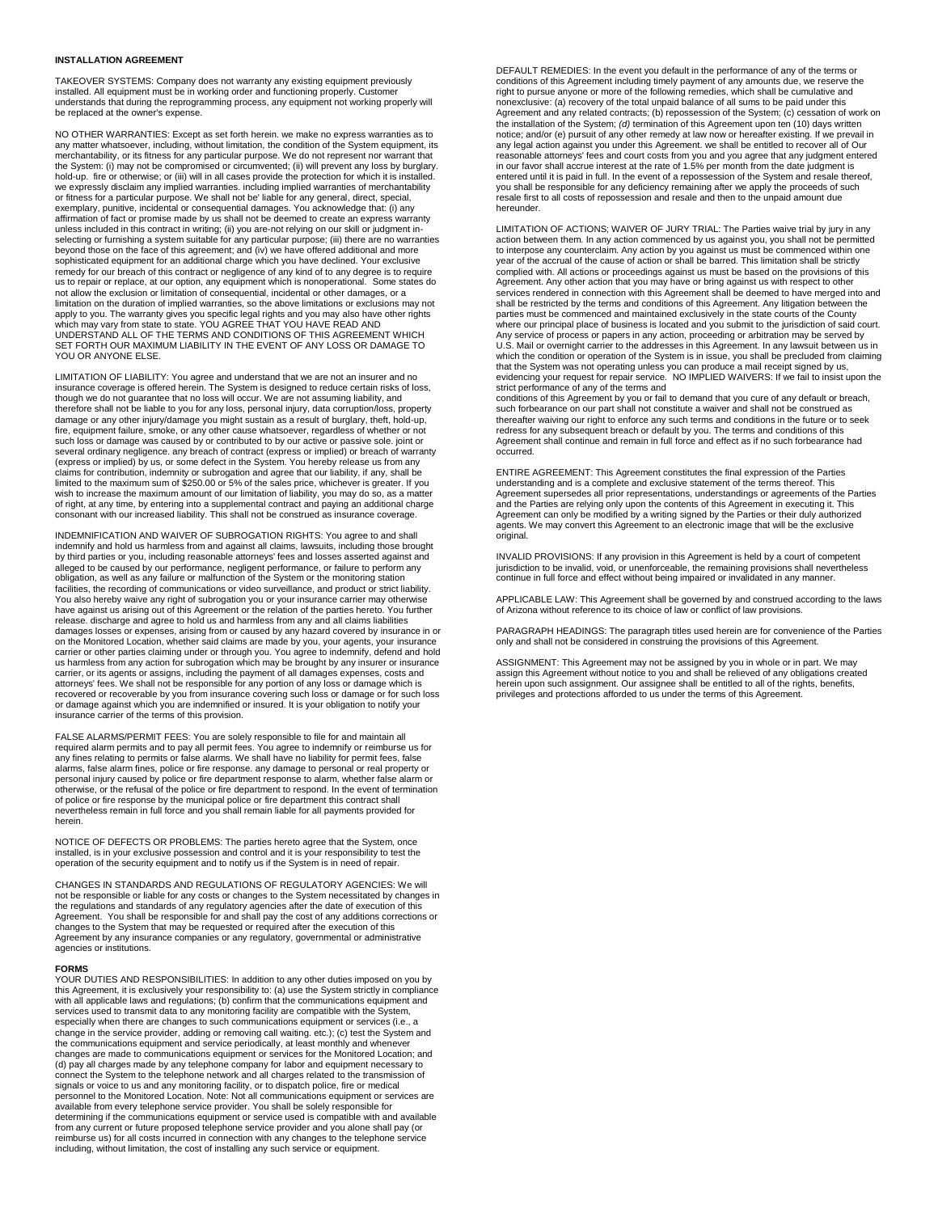**INSTALLATION AGREEMENT**

TAKEOVER SYSTEMS: Company does not warranty any existing equipment previously installed. All equipment must be in working order and functioning properly. Customer understands that during the reprogramming process, any equipment not working properly will be replaced at the owner's expense.

NO OTHER WARRANTIES: Except as set forth herein. we make no express warranties as to any matter whatsoever, including, without limitation, the condition of the System equipment, its merchantability, or its fitness for any particular purpose. We do not represent nor warrant that the System: (i) may not be compromised or circumvented; (ii) will prevent any loss by burglary. hold-up. fire or otherwise; or (iii) will in all cases provide the protection for which it is installed. we expressly disclaim any implied warranties. including implied warranties of merchantability or fitness for a particular purpose. We shall not be' liable for any general, direct, special, exemplary, punitive, incidental or consequential damages. You acknowledge that: (i) any affirmation of fact or promise made by us shall not be deemed to create an express warranty unless included in this contract in writing; (ii) you are-not relying on our skill or judgment in-selecting or furnishing a system suitable for any particular purpose; (iii) there are no warranties beyond those on the face of this agreement; and (iv) we have offered additional and more sophisticated equipment for an additional charge which you have declined. Your exclusive remedy for our breach of this contract or negligence of any kind of to any degree is to require us to repair or replace, at our option, any equipment which is nonoperational. Some states do not allow the exclusion or limitation of consequential, incidental or other damages, or a limitation on the duration of implied warranties, so the above limitations or exclusions may not apply to you. The warranty gives you specific legal rights and you may also have other rights which may vary from state to state. YOU AGREE THAT YOU HAVE READ AND UNDERSTAND ALL OF THE TERMS AND CONDITIONS OF THIS AGREEMENT WHICH SET FORTH OUR MAXIMUM LIABILITY IN THE EVENT OF ANY LOSS OR DAMAGE TO YOU OR ANYONE ELSE.

LIMITATION OF LIABILITY: You agree and understand that we are not an insurer and no insurance coverage is offered herein. The System is designed to reduce certain risks of loss, though we do not guarantee that no loss will occur. We are not assuming liability, and therefore shall not be liable to you for any loss, personal injury, data corruption/loss, property damage or any other injury/damage you might sustain as a result of burglary, theft, hold-up, fire, equipment failure, smoke, or any other cause whatsoever, regardless of whether or not such loss or damage was caused by or contributed to by our active or passive sole. joint or several ordinary negligence. any breach of contract (express or implied) or breach of warranty (express or implied) by us, or some defect in the System. You hereby release us from any claims for contribution, indemnity or subrogation and agree that our liability, if any, shall be limited to the maximum sum of $250.00 or 5% of the sales price, whichever is greater. If you wish to increase the maximum amount of our limitation of liability, you may do so, as a matter of right, at any time, by entering into a supplemental contract and paying an additional charge consonant with our increased liability. This shall not be construed as insurance coverage.

INDEMNIFICATION AND WAIVER OF SUBROGATION RIGHTS: You agree to and shall indemnify and hold us harmless from and against all claims, lawsuits, including those brought by third parties or you, including reasonable attorneys' fees and losses asserted against and alleged to be caused by our performance, negligent performance, or failure to perform any obligation, as well as any failure or malfunction of the System or the monitoring station facilities, the recording of communications or video surveillance, and product or strict liability. You also hereby waive any right of subrogation you or your insurance carrier may otherwise have against us arising out of this Agreement or the relation of the parties hereto. You further release. discharge and agree to hold us and harmless from any and all claims liabilities damages losses or expenses, arising from or caused by any hazard covered by insurance in or on the Monitored Location, whether said claims are made by you, your agents, your insurance carrier or other parties claiming under or through you. You agree to indemnify, defend and hold us harmless from any action for subrogation which may be brought by any insurer or insurance carrier, or its agents or assigns, including the payment of all damages expenses, costs and attorneys' fees. We shall not be responsible for any portion of any loss or damage which is recovered or recoverable by you from insurance covering such loss or damage or for such loss or damage against which you are indemnified or insured. It is your obligation to notify your insurance carrier of the terms of this provision.

FALSE ALARMS/PERMIT FEES: You are solely responsible to file for and maintain all required alarm permits and to pay all permit fees. You agree to indemnify or reimburse us for any fines relating to permits or false alarms. We shall have no liability for permit fees, false alarms, false alarm fines, police or fire response. any damage to personal or real property or personal injury caused by police or fire department response to alarm, whether false alarm or otherwise, or the refusal of the police or fire department to respond. In the event of termination of police or fire response by the municipal police or fire department this contract shall nevertheless remain in full force and you shall remain liable for all payments provided for herein.

NOTICE OF DEFECTS OR PROBLEMS: The parties hereto agree that the System, once installed, is in your exclusive possession and control and it is your responsibility to test the operation of the security equipment and to notify us if the System is in need of repair.

CHANGES IN STANDARDS AND REGULATIONS OF REGULATORY AGENCIES: We will not be responsible or liable for any costs or changes to the System necessitated by changes in the regulations and standards of any regulatory agencies after the date of execution of this Agreement. You shall be responsible for and shall pay the cost of any additions corrections or changes to the System that may be requested or required after the execution of this Agreement by any insurance companies or any regulatory, governmental or administrative agencies or institutions.

**FORMS**

YOUR DUTIES AND RESPONSIBILITIES: In addition to any other duties imposed on you by this Agreement, it is exclusively your responsibility to: (a) use the System strictly in compliance with all applicable laws and regulations; (b) confirm that the communications equipment and services used to transmit data to any monitoring facility are compatible with the System, especially when there are changes to such communications equipment or services (i.e., a change in the service provider, adding or removing call waiting. etc.); (c) test the System and the communications equipment and service periodically, at least monthly and whenever changes are made to communications equipment or services for the Monitored Location; and (d) pay all charges made by any telephone company for labor and equipment necessary to connect the System to the telephone network and all charges related to the transmission of signals or voice to us and any monitoring facility, or to dispatch police, fire or medical personnel to the Monitored Location. Note: Not all communications equipment or services are available from every telephone service provider. You shall be solely responsible for determining if the communications equipment or service used is compatible with and available from any current or future proposed telephone service provider and you alone shall pay (or reimburse us) for all costs incurred in connection with any changes to the telephone service including, without limitation, the cost of installing any such service or equipment.

DEFAULT REMEDIES: In the event you default in the performance of any of the terms or conditions of this Agreement including timely payment of any amounts due, we reserve the right to pursue anyone or more of the following remedies, which shall be cumulative and nonexclusive: (a) recovery of the total unpaid balance of all sums to be paid under this Agreement and any related contracts; (b) repossession of the System; (c) cessation of work on the installation of the System; *(d)* termination of this Agreement upon ten (10) days written notice; and/or (e) pursuit of any other remedy at law now or hereafter existing. If we prevail in any legal action against you under this Agreement. we shall be entitled to recover all of Our reasonable attorneys' fees and court costs from you and you agree that any judgment entered in our favor shall accrue interest at the rate of 1.5% per month from the date judgment is entered until it is paid in full. In the event of a repossession of the System and resale thereof, you shall be responsible for any deficiency remaining after we apply the proceeds of such resale first to all costs of repossession and resale and then to the unpaid amount due hereunder.

LIMITATION OF ACTIONS; WAIVER OF JURY TRIAL: The Parties waive trial by jury in any action between them. In any action commenced by us against you, you shall not be permitted to interpose any counterclaim. Any action by you against us must be commenced within one year of the accrual of the cause of action or shall be barred. This limitation shall be strictly complied with. All actions or proceedings against us must be based on the provisions of this Agreement. Any other action that you may have or bring against us with respect to other services rendered in connection with this Agreement shall be deemed to have merged into and shall be restricted by the terms and conditions of this Agreement. Any litigation between the parties must be commenced and maintained exclusively in the state courts of the County where our principal place of business is located and you submit to the jurisdiction of said court. Any service of process or papers in any action, proceeding or arbitration may be served by U.S. Mail or overnight carrier to the addresses in this Agreement. In any lawsuit between us in which the condition or operation of the System is in issue, you shall be precluded from claiming that the System was not operating unless you can produce a mail receipt signed by us, evidencing your request for repair service. NO IMPLIED WAIVERS: If we fail to insist upon the strict performance of any of the terms and conditions of this Agreement by you or fail to demand that you cure of any default or breach, such forbearance on our part shall not constitute a waiver and shall not be construed as thereafter waiving our right to enforce any such terms and conditions in the future or to seek redress for any subsequent breach or default by you. The terms and conditions of this Agreement shall continue and remain in full force and effect as if no such forbearance had occurred.

ENTIRE AGREEMENT: This Agreement constitutes the final expression of the Parties understanding and is a complete and exclusive statement of the terms thereof. This Agreement supersedes all prior representations, understandings or agreements of the Parties and the Parties are relying only upon the contents of this Agreement in executing it. This Agreement can only be modified by a writing signed by the Parties or their duly authorized agents. We may convert this Agreement to an electronic image that will be the exclusive original.

INVALID PROVISIONS: If any provision in this Agreement is held by a court of competent jurisdiction to be invalid, void, or unenforceable, the remaining provisions shall nevertheless continue in full force and effect without being impaired or invalidated in any manner.

APPLICABLE LAW: This Agreement shall be governed by and construed according to the laws of Arizona without reference to its choice of law or conflict of law provisions.

PARAGRAPH HEADINGS: The paragraph titles used herein are for convenience of the Parties only and shall not be considered in construing the provisions of this Agreement.

ASSIGNMENT: This Agreement may not be assigned by you in whole or in part. We may assign this Agreement without notice to you and shall be relieved of any obligations created herein upon such assignment. Our assignee shall be entitled to all of the rights, benefits, privileges and protections afforded to us under the terms of this Agreement.